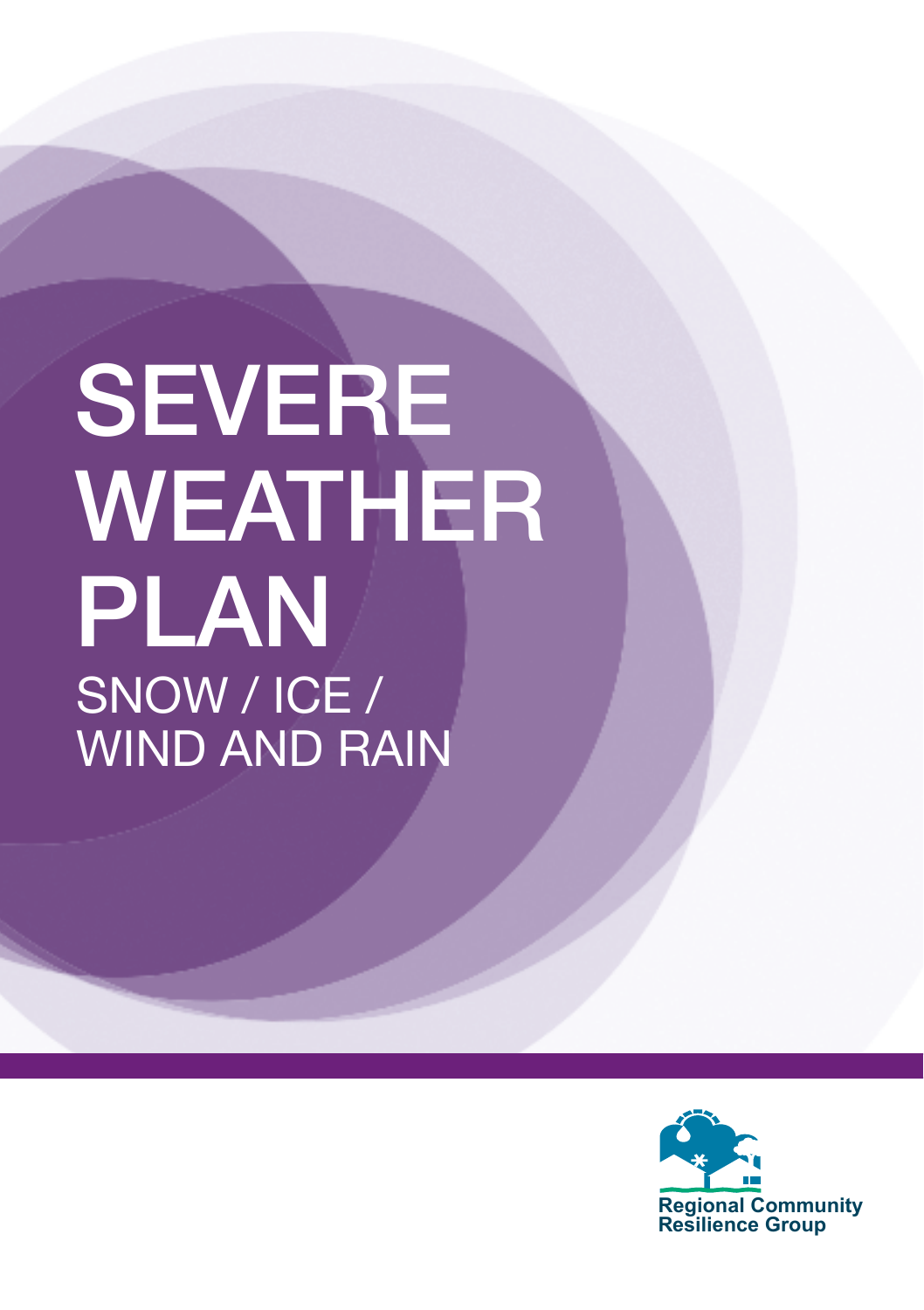# SEVERE WEATHER PLAN

## SNOW / ICE / WIND AND RAIN

Regional Community Resilience Group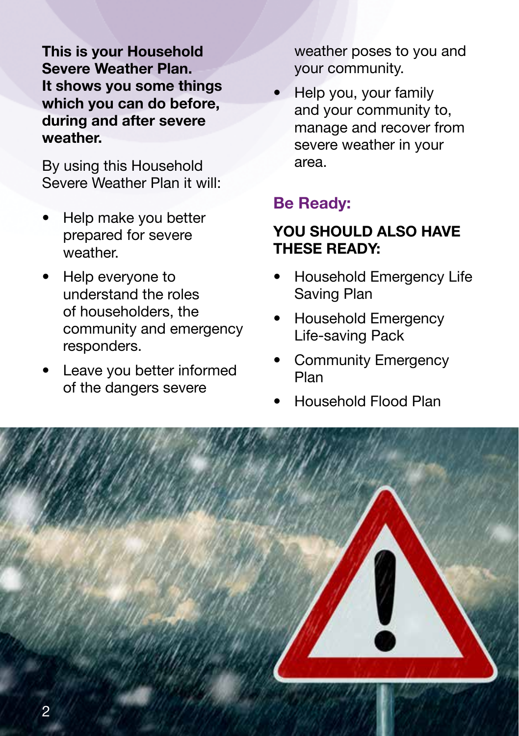**This is your Household Severe Weather Plan. It shows you some things which you can do before, during and after severe weather.**

By using this Household Severe Weather Plan it will:

- Help make you better prepared for severe weather.
- Help everyone to understand the roles of householders, the community and emergency responders.
- Leave you better informed of the dangers severe weather poses to you and your community.
- Help you, your family and your community to, manage and recover from severe weather in your area.

## Be Ready:

### YOU SHOULD ALSO HAVE THESE READY:

- Household Emergency Life Saving Plan
- Household Emergency Life-saving Pack
- Community Emergency Plan
- Household Flood Plan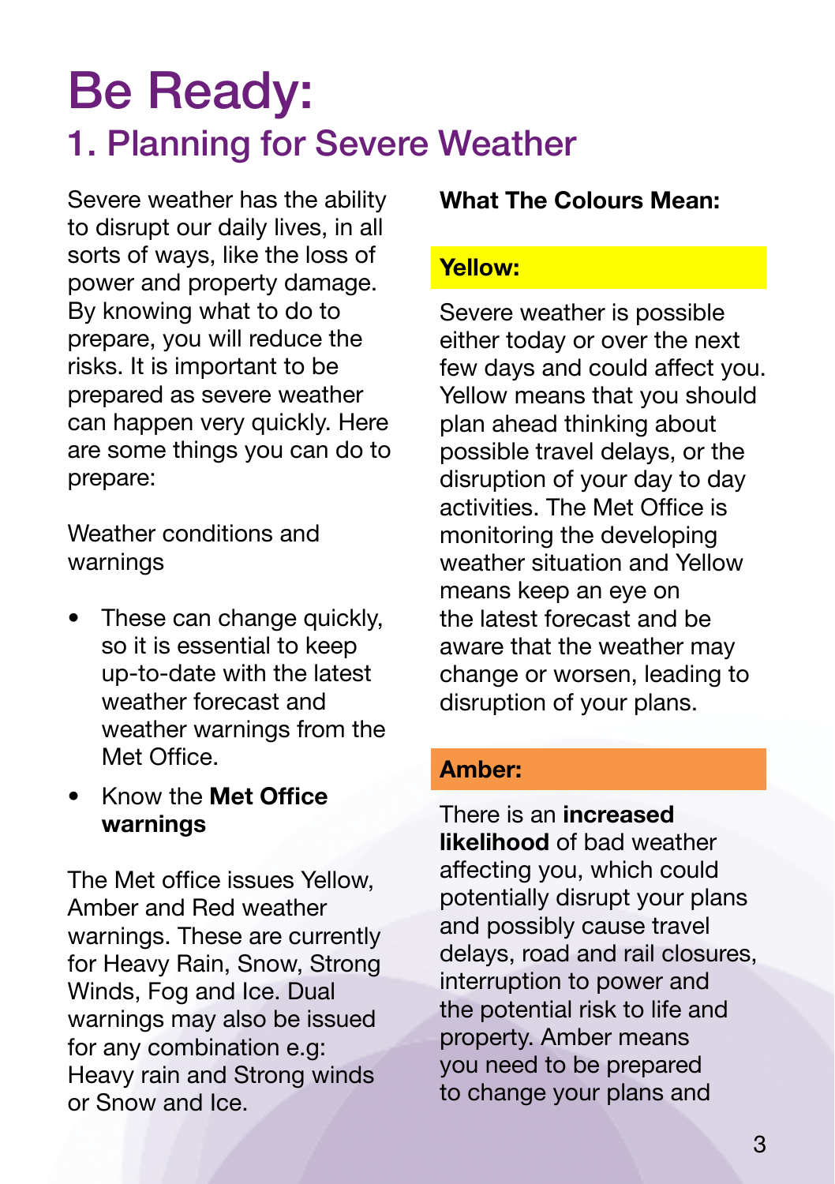# Be Ready:

## 1. Planning for Severe Weather

Severe weather has the ability to disrupt our daily lives, in all sorts of ways, like the loss of power and property damage. By knowing what to do to prepare, you will reduce the risks. It is important to be prepared as severe weather can happen very quickly. Here are some things you can do to prepare:

Weather conditions and warnings

- These can change quickly, so it is essential to keep up-to-date with the latest weather forecast and weather warnings from the Met Office.
- Know the **Met Office warnings**

The Met office issues Yellow, Amber and Red weather warnings. These are currently for Heavy Rain, Snow, Strong Winds, Fog and Ice. Dual warnings may also be issued for any combination e.g: Heavy rain and Strong winds or Snow and Ice.

**What The Colours Mean:**

**Yellow:**

Severe weather is possible either today or over the next few days and could affect you. Yellow means that you should plan ahead thinking about possible travel delays, or the disruption of your day to day activities. The Met Office is monitoring the developing weather situation and Yellow means keep an eye on the latest forecast and be aware that the weather may change or worsen, leading to disruption of your plans.

**Amber:**

There is an **increased likelihood** of bad weather affecting you, which could potentially disrupt your plans and possibly cause travel delays, road and rail closures, interruption to power and the potential risk to life and property. Amber means you need to be prepared to change your plans and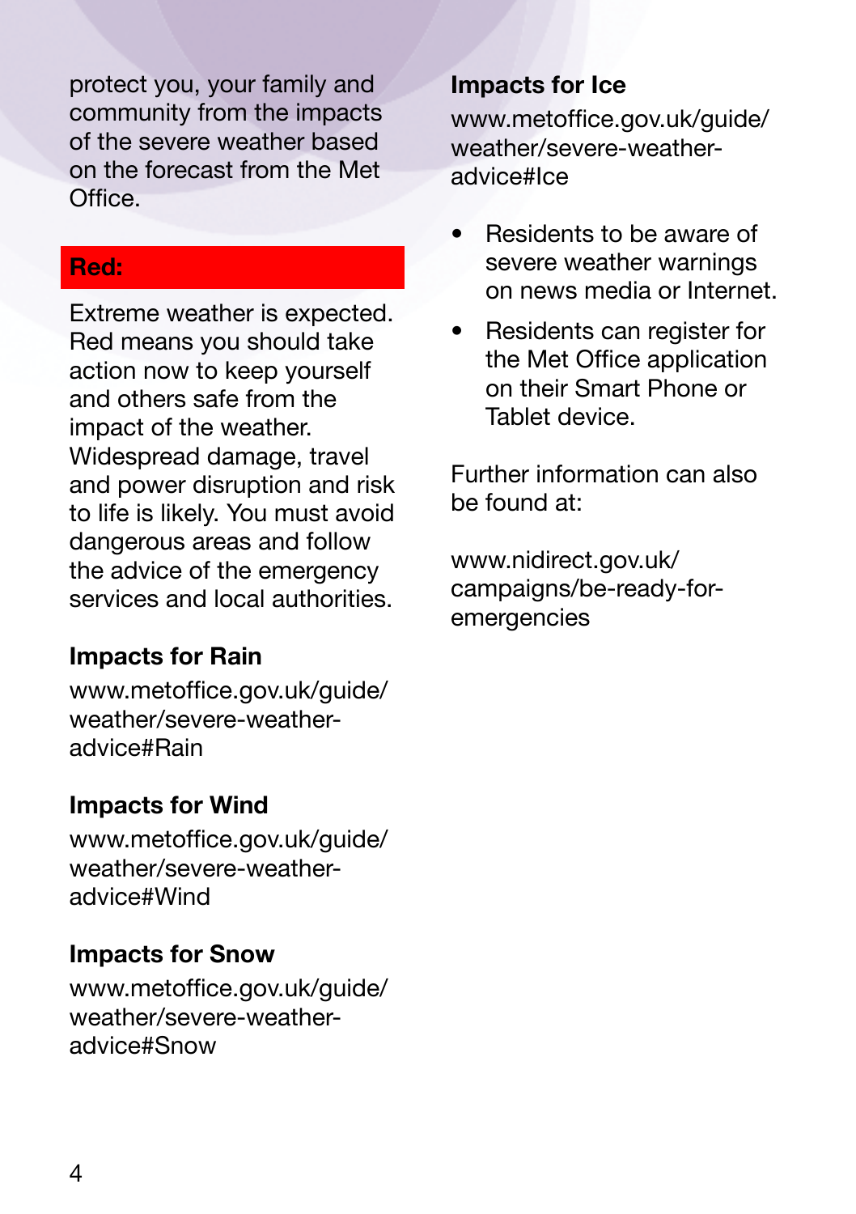protect you, your family and community from the impacts of the severe weather based on the forecast from the Met Office.

**Red:**

Extreme weather is expected. Red means you should take action now to keep yourself and others safe from the impact of the weather. Widespread damage, travel and power disruption and risk to life is likely. You must avoid dangerous areas and follow the advice of the emergency services and local authorities.

**Impacts for Rain**

www.metoffice.gov.uk/guide/weather/severe-weather-advice#Rain

**Impacts for Wind**

www.metoffice.gov.uk/guide/weather/severe-weather-advice#Wind

**Impacts for Snow**

www.metoffice.gov.uk/guide/weather/severe-weather-advice#Snow

**Impacts for Ice**

www.metoffice.gov.uk/guide/weather/severe-weather-advice#Ice

- Residents to be aware of severe weather warnings on news media or Internet.
- Residents can register for the Met Office application on their Smart Phone or Tablet device.

Further information can also be found at:

www.nidirect.gov.uk/campaigns/be-ready-for-emergencies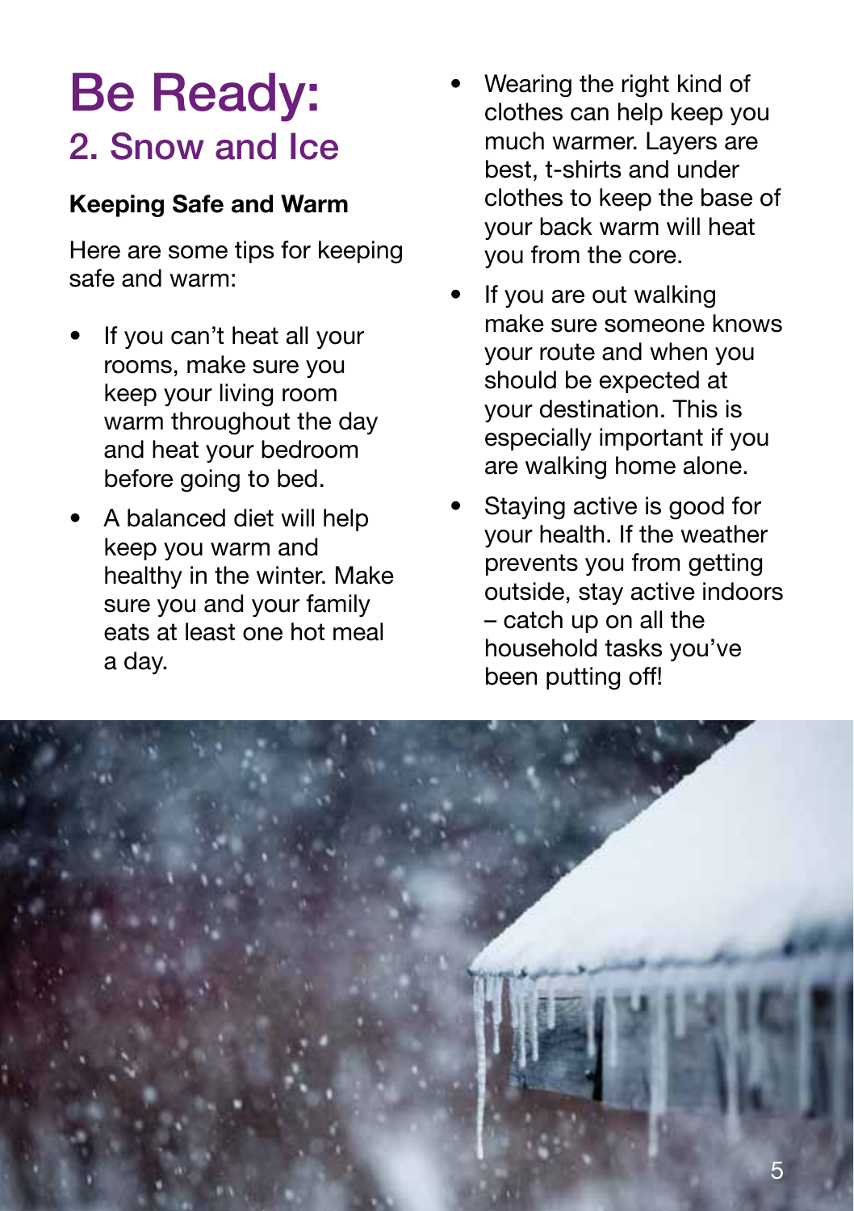# Be Ready:

## 2. Snow and Ice

**Keeping Safe and Warm**

Here are some tips for keeping safe and warm:

- If you can't heat all your rooms, make sure you keep your living room warm throughout the day and heat your bedroom before going to bed.
- A balanced diet will help keep you warm and healthy in the winter. Make sure you and your family eats at least one hot meal a day.
- Wearing the right kind of clothes can help keep you much warmer. Layers are best, t-shirts and under clothes to keep the base of your back warm will heat you from the core.
- If you are out walking make sure someone knows your route and when you should be expected at your destination. This is especially important if you are walking home alone.
- Staying active is good for your health. If the weather prevents you from getting outside, stay active indoors – catch up on all the household tasks you've been putting off!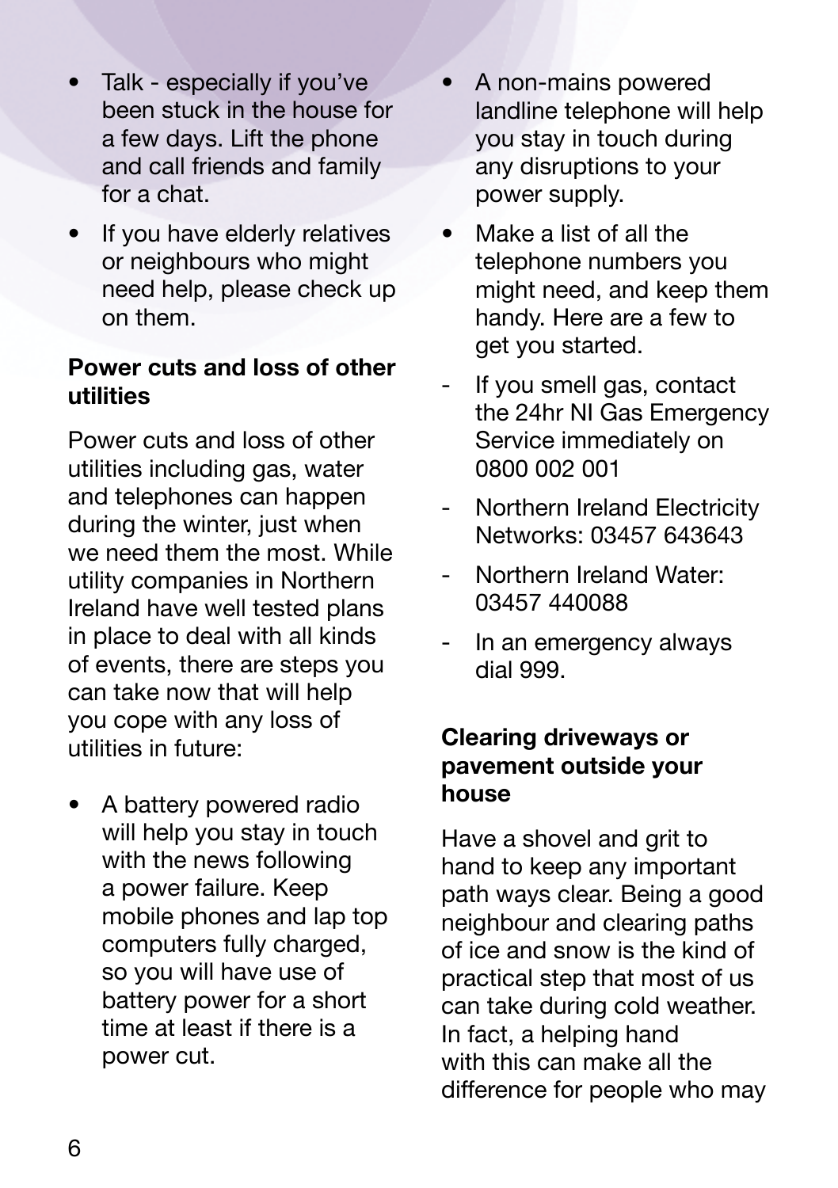- Talk - especially if you've been stuck in the house for a few days. Lift the phone and call friends and family for a chat.
- If you have elderly relatives or neighbours who might need help, please check up on them.

**Power cuts and loss of other utilities**

Power cuts and loss of other utilities including gas, water and telephones can happen during the winter, just when we need them the most. While utility companies in Northern Ireland have well tested plans in place to deal with all kinds of events, there are steps you can take now that will help you cope with any loss of utilities in future:

- A battery powered radio will help you stay in touch with the news following a power failure. Keep mobile phones and lap top computers fully charged, so you will have use of battery power for a short time at least if there is a power cut.
- A non-mains powered landline telephone will help you stay in touch during any disruptions to your power supply.
- Make a list of all the telephone numbers you might need, and keep them handy. Here are a few to get you started.

- If you smell gas, contact the 24hr NI Gas Emergency Service immediately on 0800 002 001
- Northern Ireland Electricity Networks: 03457 643643
- Northern Ireland Water: 03457 440088
- In an emergency always dial 999.

**Clearing driveways or pavement outside your house**

Have a shovel and grit to hand to keep any important path ways clear. Being a good neighbour and clearing paths of ice and snow is the kind of practical step that most of us can take during cold weather. In fact, a helping hand with this can make all the difference for people who may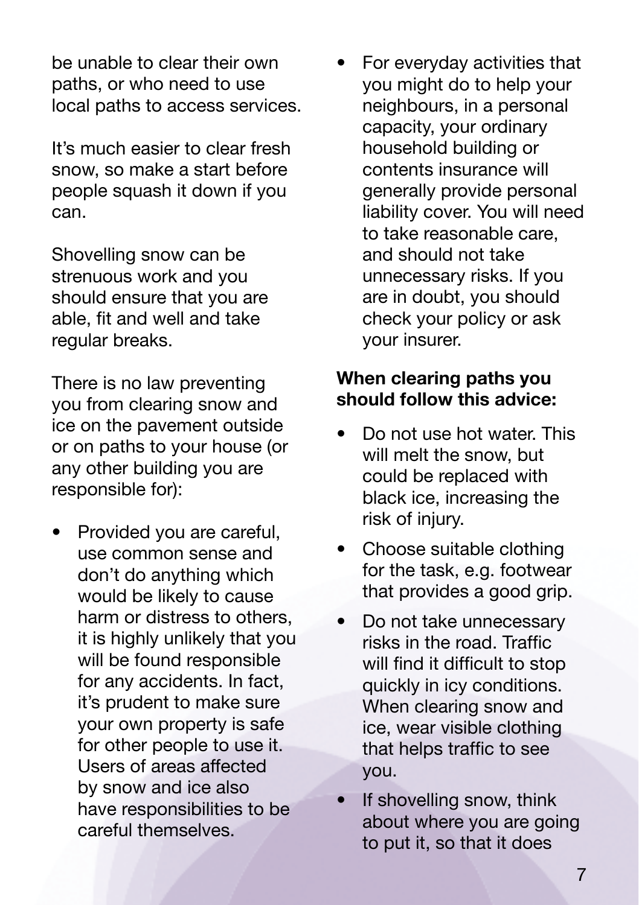be unable to clear their own paths, or who need to use local paths to access services.

It's much easier to clear fresh snow, so make a start before people squash it down if you can.

Shovelling snow can be strenuous work and you should ensure that you are able, fit and well and take regular breaks.

There is no law preventing you from clearing snow and ice on the pavement outside or on paths to your house (or any other building you are responsible for):

- Provided you are careful, use common sense and don't do anything which would be likely to cause harm or distress to others, it is highly unlikely that you will be found responsible for any accidents. In fact, it's prudent to make sure your own property is safe for other people to use it. Users of areas affected by snow and ice also have responsibilities to be careful themselves.
- For everyday activities that you might do to help your neighbours, in a personal capacity, your ordinary household building or contents insurance will generally provide personal liability cover. You will need to take reasonable care, and should not take unnecessary risks. If you are in doubt, you should check your policy or ask your insurer.

**When clearing paths you should follow this advice:**

- Do not use hot water. This will melt the snow, but could be replaced with black ice, increasing the risk of injury.
- Choose suitable clothing for the task, e.g. footwear that provides a good grip.
- Do not take unnecessary risks in the road. Traffic will find it difficult to stop quickly in icy conditions. When clearing snow and ice, wear visible clothing that helps traffic to see you.
- If shovelling snow, think about where you are going to put it, so that it does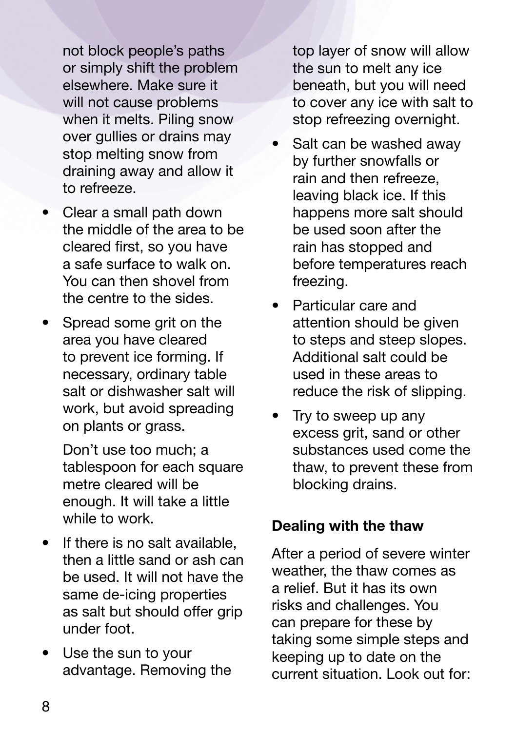not block people's paths or simply shift the problem elsewhere. Make sure it will not cause problems when it melts. Piling snow over gullies or drains may stop melting snow from draining away and allow it to refreeze.

- Clear a small path down the middle of the area to be cleared first, so you have a safe surface to walk on. You can then shovel from the centre to the sides.
- Spread some grit on the area you have cleared to prevent ice forming. If necessary, ordinary table salt or dishwasher salt will work, but avoid spreading on plants or grass.

  Don't use too much; a tablespoon for each square metre cleared will be enough. It will take a little while to work.
- If there is no salt available, then a little sand or ash can be used. It will not have the same de-icing properties as salt but should offer grip under foot.
- Use the sun to your advantage. Removing the top layer of snow will allow the sun to melt any ice beneath, but you will need to cover any ice with salt to stop refreezing overnight.
- Salt can be washed away by further snowfalls or rain and then refreeze, leaving black ice. If this happens more salt should be used soon after the rain has stopped and before temperatures reach freezing.
- Particular care and attention should be given to steps and steep slopes. Additional salt could be used in these areas to reduce the risk of slipping.
- Try to sweep up any excess grit, sand or other substances used come the thaw, to prevent these from blocking drains.

**Dealing with the thaw**

After a period of severe winter weather, the thaw comes as a relief. But it has its own risks and challenges. You can prepare for these by taking some simple steps and keeping up to date on the current situation. Look out for: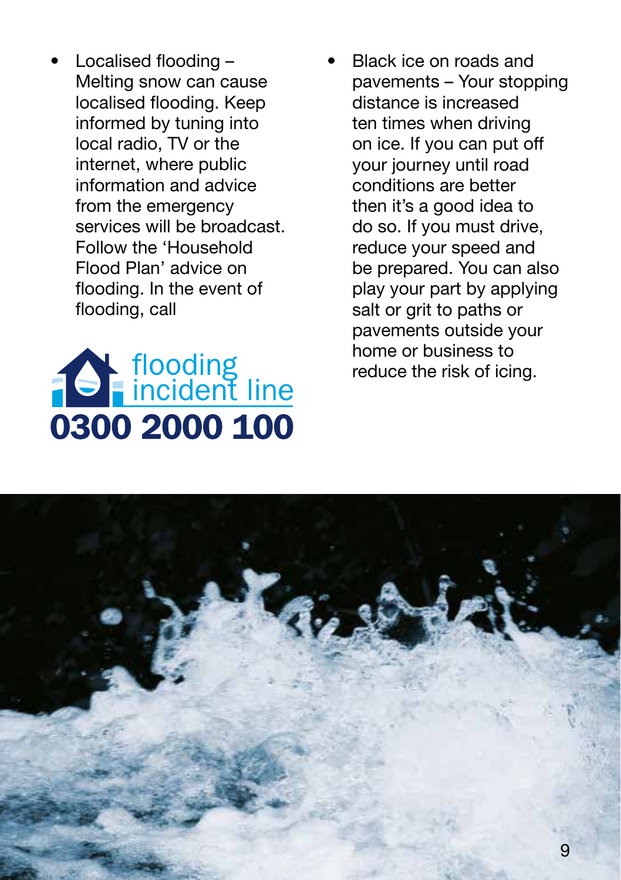- Localised flooding – Melting snow can cause localised flooding. Keep informed by tuning into local radio, TV or the internet, where public information and advice from the emergency services will be broadcast. Follow the 'Household Flood Plan' advice on flooding. In the event of flooding, call

flooding incident line

**0300 2000 100**

- Black ice on roads and pavements – Your stopping distance is increased ten times when driving on ice. If you can put off your journey until road conditions are better then it's a good idea to do so. If you must drive, reduce your speed and be prepared. You can also play your part by applying salt or grit to paths or pavements outside your home or business to reduce the risk of icing.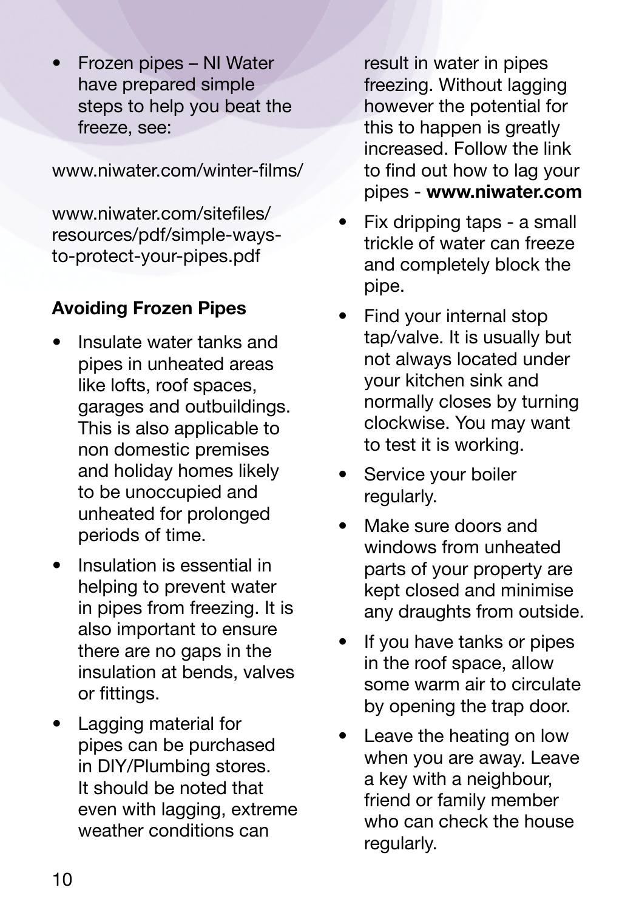- Frozen pipes – NI Water have prepared simple steps to help you beat the freeze, see:

www.niwater.com/winter-films/

www.niwater.com/sitefiles/resources/pdf/simple-ways-to-protect-your-pipes.pdf

**Avoiding Frozen Pipes**

- Insulate water tanks and pipes in unheated areas like lofts, roof spaces, garages and outbuildings. This is also applicable to non domestic premises and holiday homes likely to be unoccupied and unheated for prolonged periods of time.
- Insulation is essential in helping to prevent water in pipes from freezing. It is also important to ensure there are no gaps in the insulation at bends, valves or fittings.
- Lagging material for pipes can be purchased in DIY/Plumbing stores. It should be noted that even with lagging, extreme weather conditions can result in water in pipes freezing. Without lagging however the potential for this to happen is greatly increased. Follow the link to find out how to lag your pipes - **www.niwater.com**
- Fix dripping taps - a small trickle of water can freeze and completely block the pipe.
- Find your internal stop tap/valve. It is usually but not always located under your kitchen sink and normally closes by turning clockwise. You may want to test it is working.
- Service your boiler regularly.
- Make sure doors and windows from unheated parts of your property are kept closed and minimise any draughts from outside.
- If you have tanks or pipes in the roof space, allow some warm air to circulate by opening the trap door.
- Leave the heating on low when you are away. Leave a key with a neighbour, friend or family member who can check the house regularly.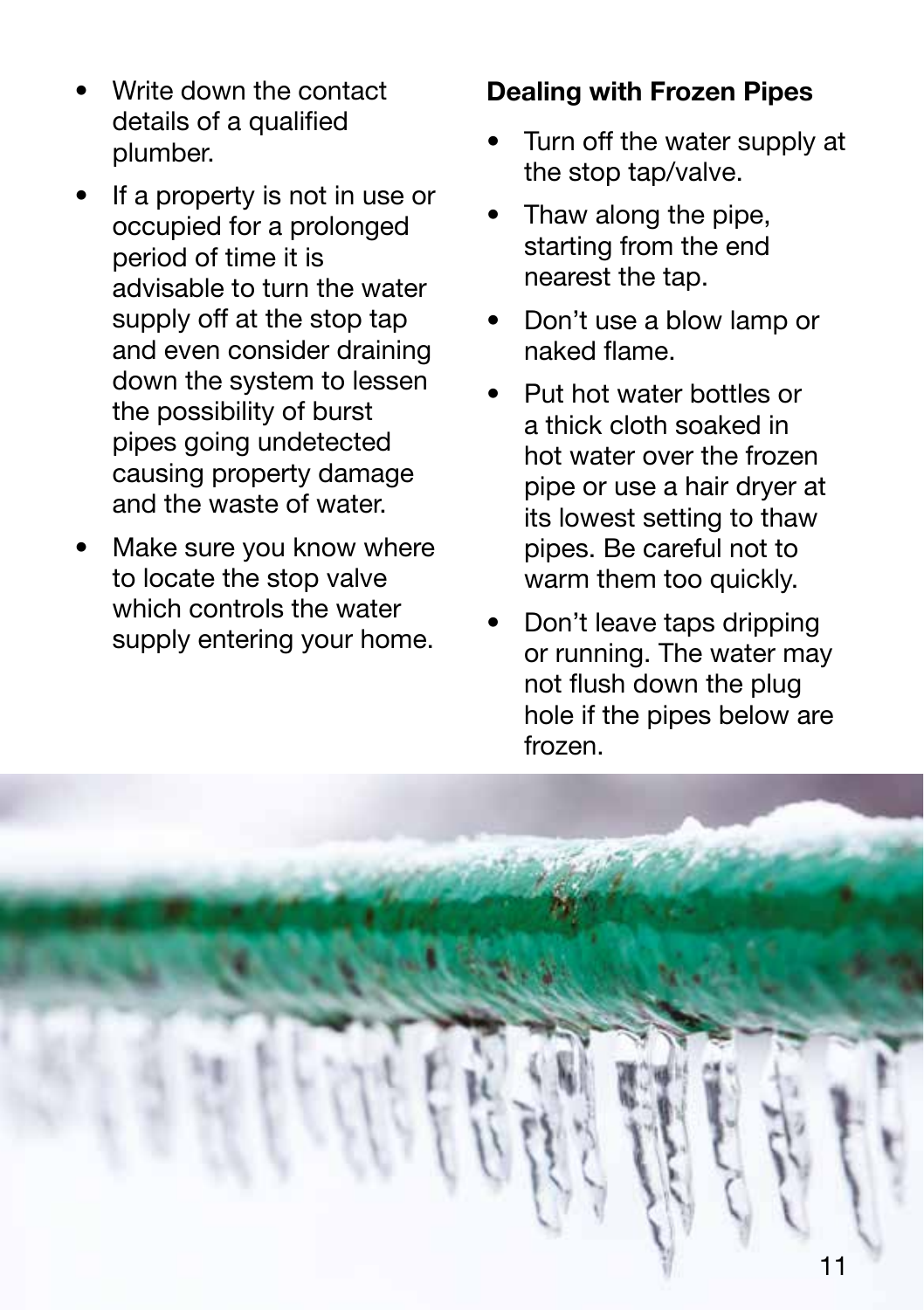- Write down the contact details of a qualified plumber.
- If a property is not in use or occupied for a prolonged period of time it is advisable to turn the water supply off at the stop tap and even consider draining down the system to lessen the possibility of burst pipes going undetected causing property damage and the waste of water.
- Make sure you know where to locate the stop valve which controls the water supply entering your home.

**Dealing with Frozen Pipes**

- Turn off the water supply at the stop tap/valve.
- Thaw along the pipe, starting from the end nearest the tap.
- Don't use a blow lamp or naked flame.
- Put hot water bottles or a thick cloth soaked in hot water over the frozen pipe or use a hair dryer at its lowest setting to thaw pipes. Be careful not to warm them too quickly.
- Don't leave taps dripping or running. The water may not flush down the plug hole if the pipes below are frozen.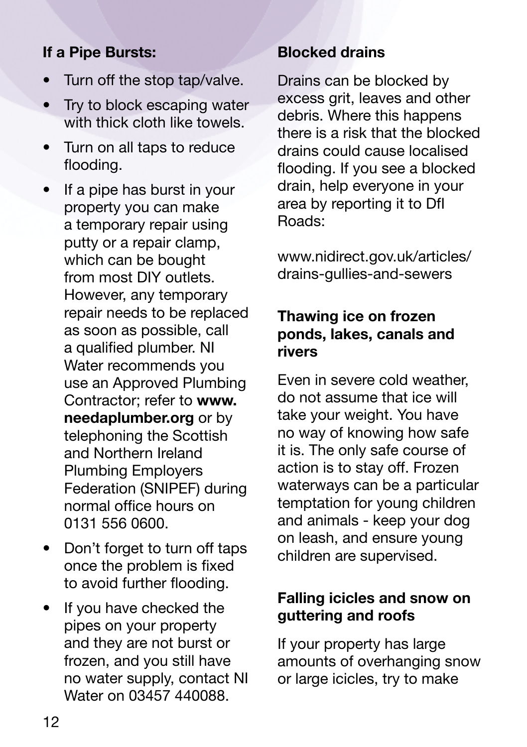### If a Pipe Bursts:

- Turn off the stop tap/valve.
- Try to block escaping water with thick cloth like towels.
- Turn on all taps to reduce flooding.
- If a pipe has burst in your property you can make a temporary repair using putty or a repair clamp, which can be bought from most DIY outlets. However, any temporary repair needs to be replaced as soon as possible, call a qualified plumber. NI Water recommends you use an Approved Plumbing Contractor; refer to **www.needaplumber.org** or by telephoning the Scottish and Northern Ireland Plumbing Employers Federation (SNIPEF) during normal office hours on 0131 556 0600.
- Don't forget to turn off taps once the problem is fixed to avoid further flooding.
- If you have checked the pipes on your property and they are not burst or frozen, and you still have no water supply, contact NI Water on 03457 440088.

### Blocked drains

Drains can be blocked by excess grit, leaves and other debris. Where this happens there is a risk that the blocked drains could cause localised flooding. If you see a blocked drain, help everyone in your area by reporting it to DfI Roads:

www.nidirect.gov.uk/articles/drains-gullies-and-sewers

### Thawing ice on frozen ponds, lakes, canals and rivers

Even in severe cold weather, do not assume that ice will take your weight. You have no way of knowing how safe it is. The only safe course of action is to stay off. Frozen waterways can be a particular temptation for young children and animals - keep your dog on leash, and ensure young children are supervised.

### Falling icicles and snow on guttering and roofs

If your property has large amounts of overhanging snow or large icicles, try to make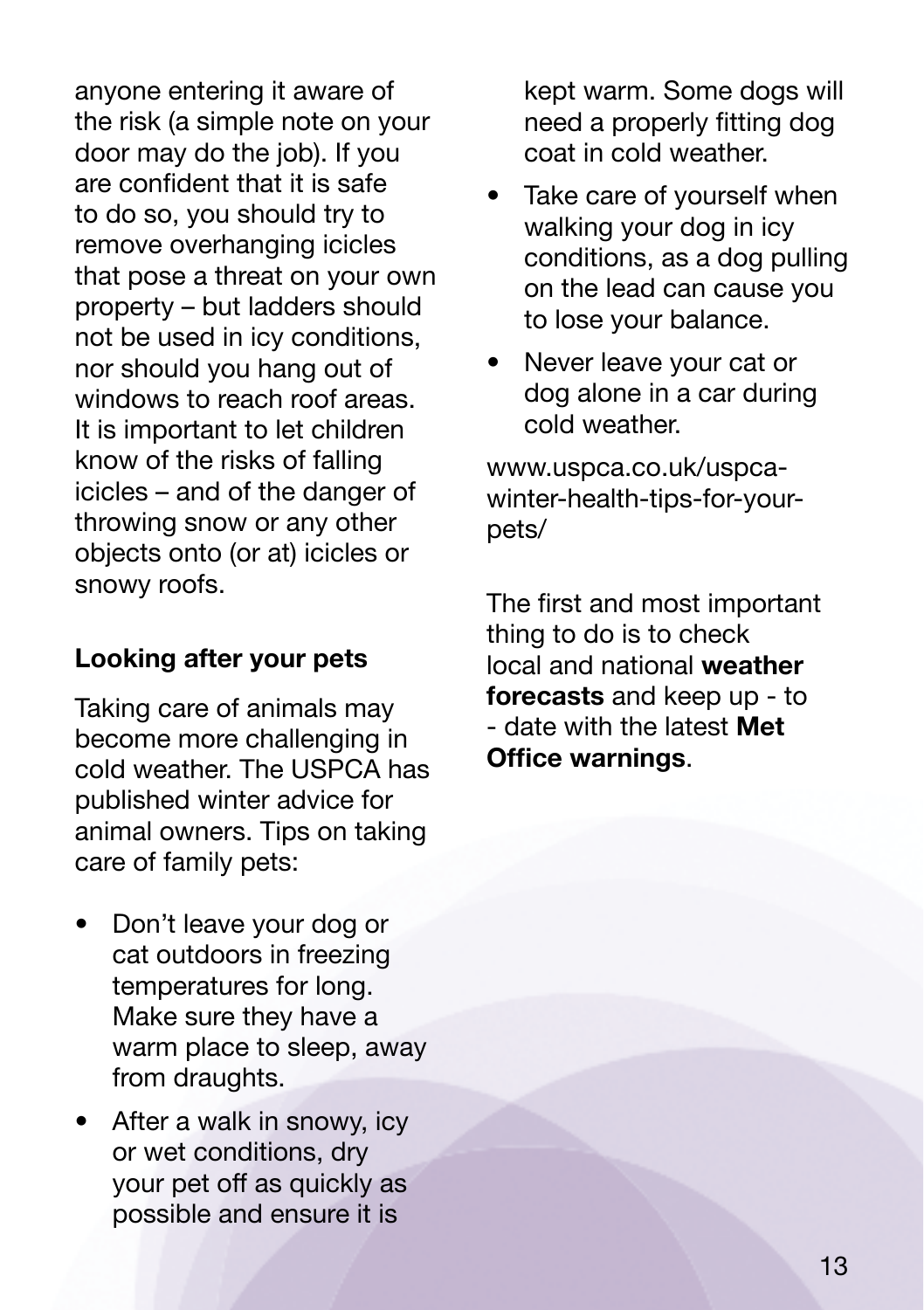anyone entering it aware of the risk (a simple note on your door may do the job). If you are confident that it is safe to do so, you should try to remove overhanging icicles that pose a threat on your own property – but ladders should not be used in icy conditions, nor should you hang out of windows to reach roof areas. It is important to let children know of the risks of falling icicles – and of the danger of throwing snow or any other objects onto (or at) icicles or snowy roofs.

**Looking after your pets**

Taking care of animals may become more challenging in cold weather. The USPCA has published winter advice for animal owners. Tips on taking care of family pets:

- Don't leave your dog or cat outdoors in freezing temperatures for long. Make sure they have a warm place to sleep, away from draughts.
- After a walk in snowy, icy or wet conditions, dry your pet off as quickly as possible and ensure it is kept warm. Some dogs will need a properly fitting dog coat in cold weather.
- Take care of yourself when walking your dog in icy conditions, as a dog pulling on the lead can cause you to lose your balance.
- Never leave your cat or dog alone in a car during cold weather.

www.uspca.co.uk/uspca-winter-health-tips-for-your-pets/

The first and most important thing to do is to check local and national **weather forecasts** and keep up - to - date with the latest **Met Office warnings**.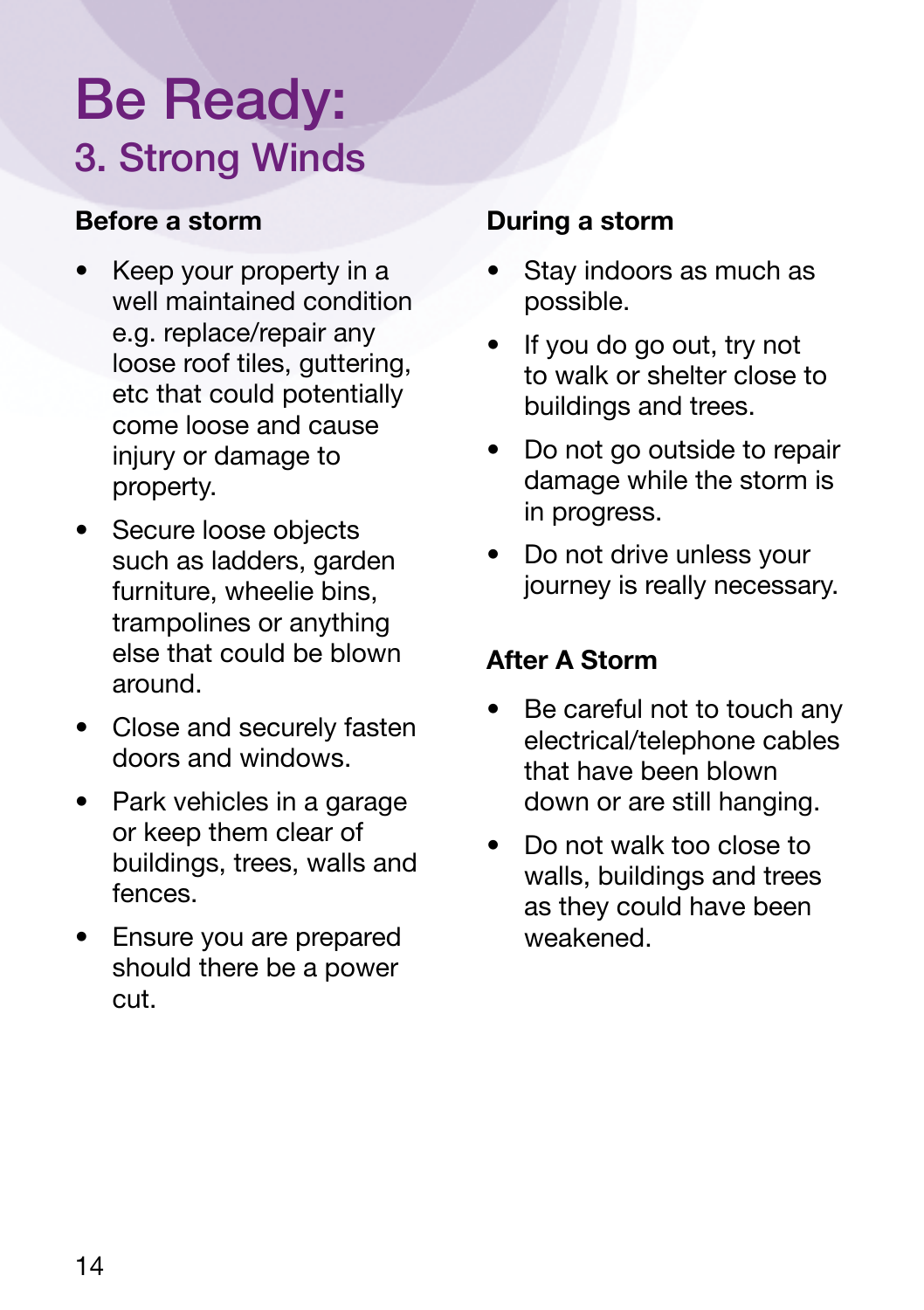# Be Ready:

## 3. Strong Winds

### Before a storm

- Keep your property in a well maintained condition e.g. replace/repair any loose roof tiles, guttering, etc that could potentially come loose and cause injury or damage to property.
- Secure loose objects such as ladders, garden furniture, wheelie bins, trampolines or anything else that could be blown around.
- Close and securely fasten doors and windows.
- Park vehicles in a garage or keep them clear of buildings, trees, walls and fences.
- Ensure you are prepared should there be a power cut.

### During a storm

- Stay indoors as much as possible.
- If you do go out, try not to walk or shelter close to buildings and trees.
- Do not go outside to repair damage while the storm is in progress.
- Do not drive unless your journey is really necessary.

### After A Storm

- Be careful not to touch any electrical/telephone cables that have been blown down or are still hanging.
- Do not walk too close to walls, buildings and trees as they could have been weakened.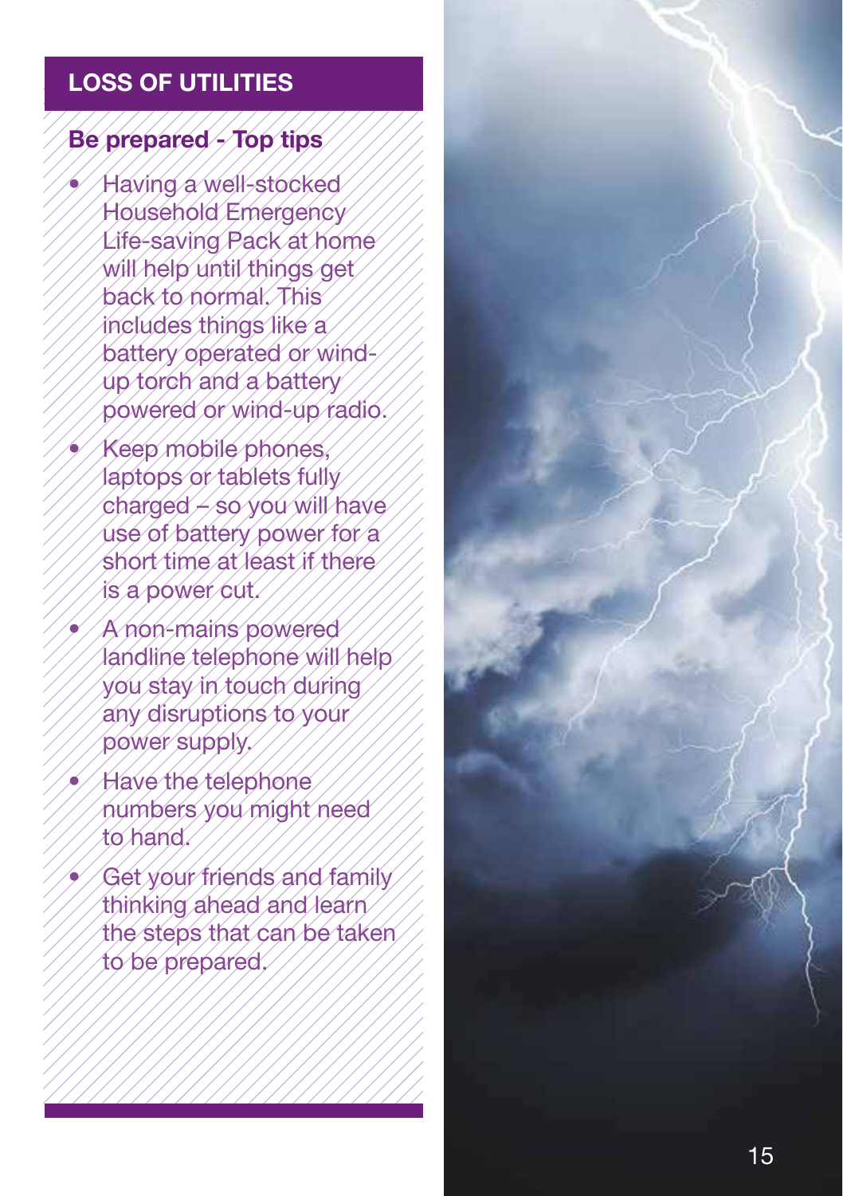## LOSS OF UTILITIES

### Be prepared - Top tips

- Having a well-stocked Household Emergency Life-saving Pack at home will help until things get back to normal. This includes things like a battery operated or wind-up torch and a battery powered or wind-up radio.
- Keep mobile phones, laptops or tablets fully charged – so you will have use of battery power for a short time at least if there is a power cut.
- A non-mains powered landline telephone will help you stay in touch during any disruptions to your power supply.
- Have the telephone numbers you might need to hand.
- Get your friends and family thinking ahead and learn the steps that can be taken to be prepared.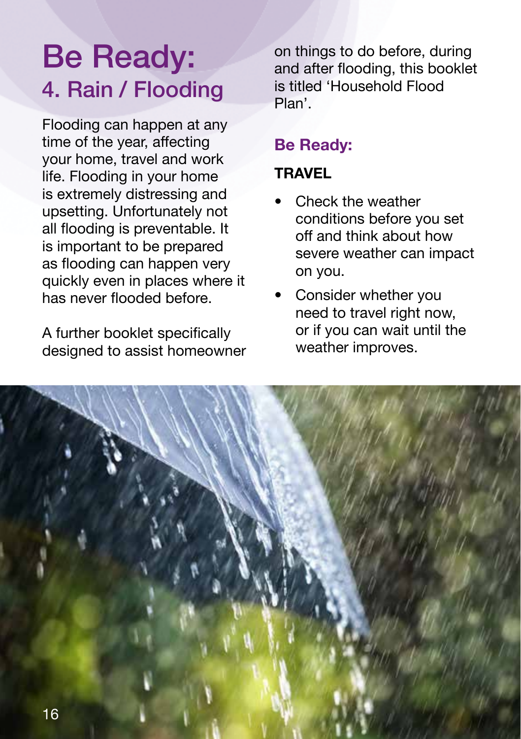# Be Ready:

## 4. Rain / Flooding

Flooding can happen at any time of the year, affecting your home, travel and work life. Flooding in your home is extremely distressing and upsetting. Unfortunately not all flooding is preventable. It is important to be prepared as flooding can happen very quickly even in places where it has never flooded before.

A further booklet specifically designed to assist homeowner on things to do before, during and after flooding, this booklet is titled 'Household Flood Plan'.

### Be Ready:

**TRAVEL**

- Check the weather conditions before you set off and think about how severe weather can impact on you.
- Consider whether you need to travel right now, or if you can wait until the weather improves.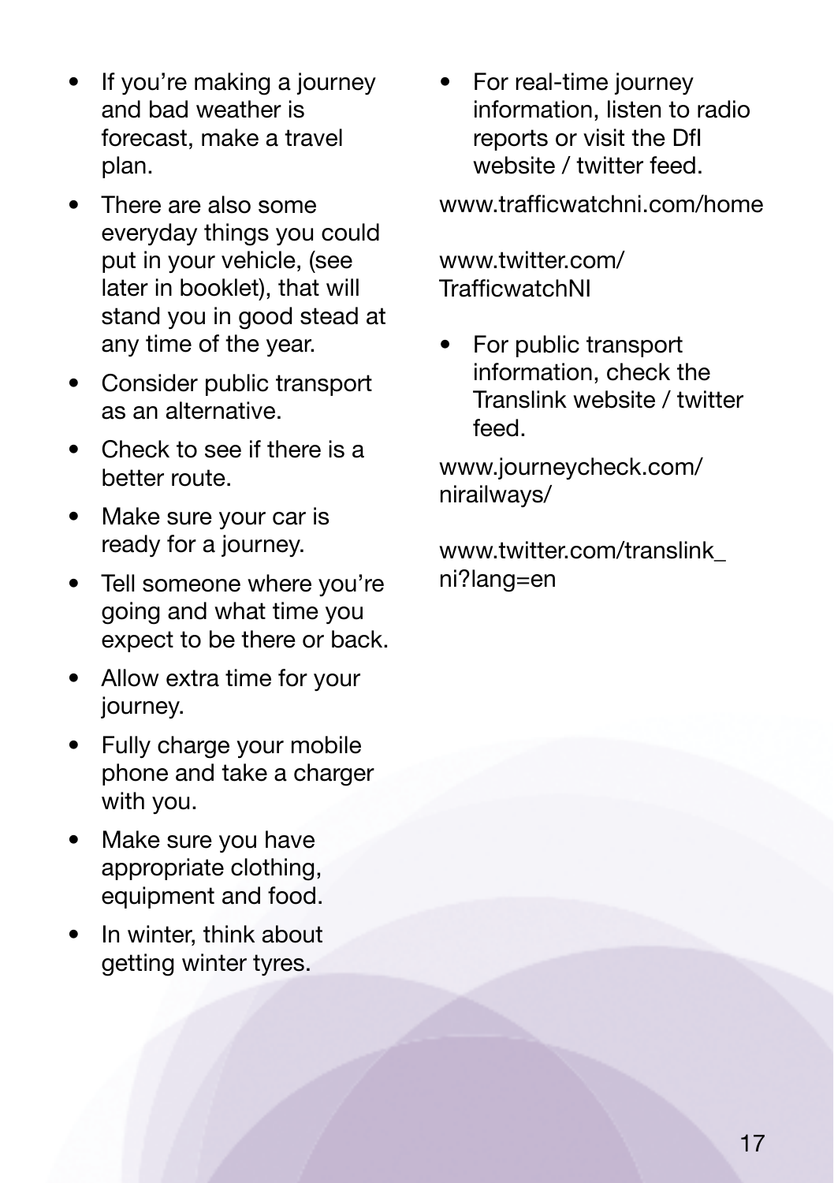- If you're making a journey and bad weather is forecast, make a travel plan.
- There are also some everyday things you could put in your vehicle, (see later in booklet), that will stand you in good stead at any time of the year.
- Consider public transport as an alternative.
- Check to see if there is a better route.
- Make sure your car is ready for a journey.
- Tell someone where you're going and what time you expect to be there or back.
- Allow extra time for your journey.
- Fully charge your mobile phone and take a charger with you.
- Make sure you have appropriate clothing, equipment and food.
- In winter, think about getting winter tyres.
- For real-time journey information, listen to radio reports or visit the DfI website / twitter feed.

www.trafficwatchni.com/home

www.twitter.com/TrafficwatchNI

- For public transport information, check the Translink website / twitter feed.

www.journeycheck.com/nirailways/

www.twitter.com/translink_ni?lang=en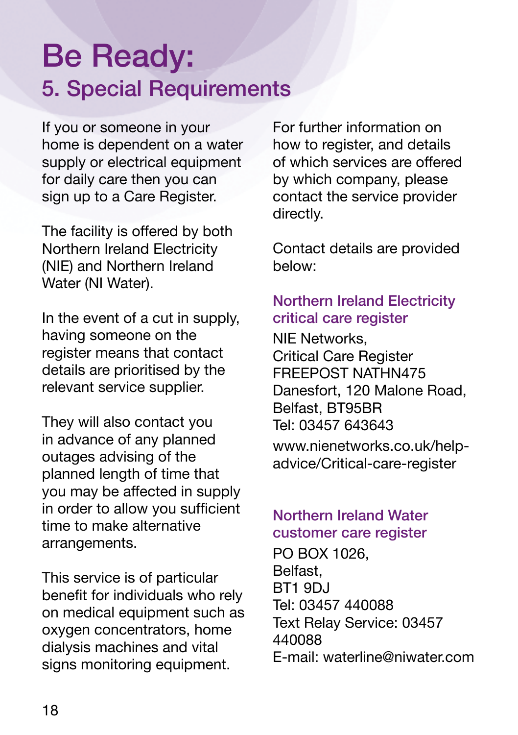# Be Ready:

## 5. Special Requirements

If you or someone in your home is dependent on a water supply or electrical equipment for daily care then you can sign up to a Care Register.

The facility is offered by both Northern Ireland Electricity (NIE) and Northern Ireland Water (NI Water).

In the event of a cut in supply, having someone on the register means that contact details are prioritised by the relevant service supplier.

They will also contact you in advance of any planned outages advising of the planned length of time that you may be affected in supply in order to allow you sufficient time to make alternative arrangements.

This service is of particular benefit for individuals who rely on medical equipment such as oxygen concentrators, home dialysis machines and vital signs monitoring equipment.

For further information on how to register, and details of which services are offered by which company, please contact the service provider directly.

Contact details are provided below:

### Northern Ireland Electricity critical care register

NIE Networks,
Critical Care Register
FREEPOST NATHN475
Danesfort, 120 Malone Road,
Belfast, BT95BR
Tel: 03457 643643

www.nienetworks.co.uk/help-advice/Critical-care-register

### Northern Ireland Water customer care register

PO BOX 1026,
Belfast,
BT1 9DJ
Tel: 03457 440088
Text Relay Service: 03457 440088
E-mail: waterline@niwater.com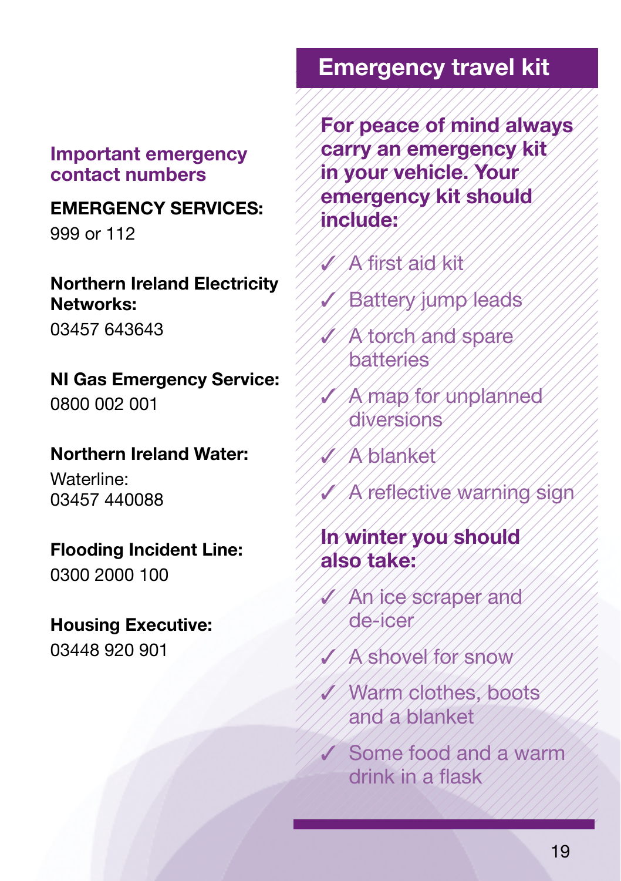### Important emergency contact numbers

**EMERGENCY SERVICES:**
999 or 112

**Northern Ireland Electricity Networks:**
03457 643643

**NI Gas Emergency Service:**
0800 002 001

**Northern Ireland Water:**
Waterline:
03457 440088

**Flooding Incident Line:**
0300 2000 100

**Housing Executive:**
03448 920 901

## Emergency travel kit

**For peace of mind always carry an emergency kit in your vehicle. Your emergency kit should include:**

- ✓ A first aid kit
- ✓ Battery jump leads
- ✓ A torch and spare batteries
- ✓ A map for unplanned diversions
- ✓ A blanket
- ✓ A reflective warning sign

**In winter you should also take:**

- ✓ An ice scraper and de-icer
- ✓ A shovel for snow
- ✓ Warm clothes, boots and a blanket
- ✓ Some food and a warm drink in a flask